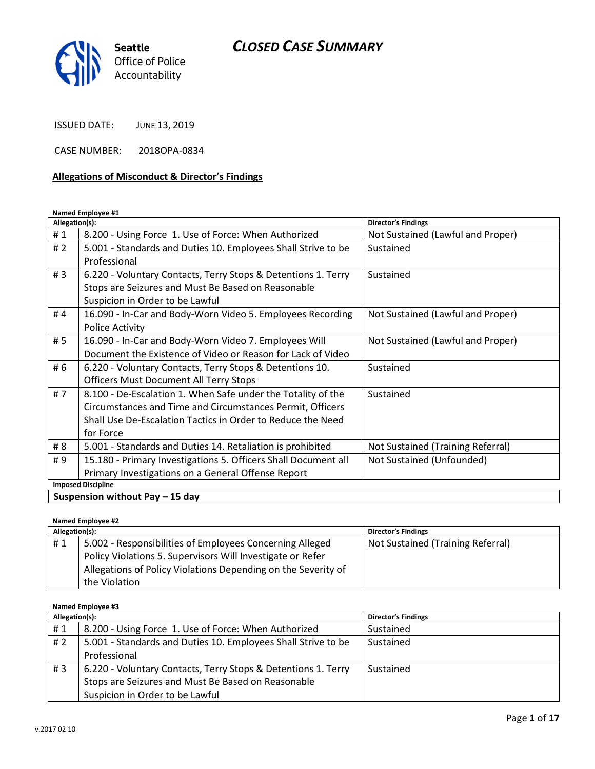Seattle Office of Police Accountability

# CLOSED CASE SUMMARY

ISSUED DATE: JUNE 13, 2019

CASE NUMBER: 2018OPA-0834

## Allegations of Misconduct & Director's Findings

**Named Employee #1**

| Allegation(s): | | Director's Findings |
|---|---|---|
| # 1 | 8.200 - Using Force 1. Use of Force: When Authorized | Not Sustained (Lawful and Proper) |
| # 2 | 5.001 - Standards and Duties 10. Employees Shall Strive to be Professional | Sustained |
| # 3 | 6.220 - Voluntary Contacts, Terry Stops & Detentions 1. Terry Stops are Seizures and Must Be Based on Reasonable Suspicion in Order to be Lawful | Sustained |
| # 4 | 16.090 - In-Car and Body-Worn Video 5. Employees Recording Police Activity | Not Sustained (Lawful and Proper) |
| # 5 | 16.090 - In-Car and Body-Worn Video 7. Employees Will Document the Existence of Video or Reason for Lack of Video | Not Sustained (Lawful and Proper) |
| # 6 | 6.220 - Voluntary Contacts, Terry Stops & Detentions 10. Officers Must Document All Terry Stops | Sustained |
| # 7 | 8.100 - De-Escalation 1. When Safe under the Totality of the Circumstances and Time and Circumstances Permit, Officers Shall Use De-Escalation Tactics in Order to Reduce the Need for Force | Sustained |
| # 8 | 5.001 - Standards and Duties 14. Retaliation is prohibited | Not Sustained (Training Referral) |
| # 9 | 15.180 - Primary Investigations 5. Officers Shall Document all Primary Investigations on a General Offense Report | Not Sustained (Unfounded) |

**Imposed Discipline**

**Suspension without Pay – 15 day**

**Named Employee #2**

| Allegation(s): | | Director's Findings |
|---|---|---|
| # 1 | 5.002 - Responsibilities of Employees Concerning Alleged Policy Violations 5. Supervisors Will Investigate or Refer Allegations of Policy Violations Depending on the Severity of the Violation | Not Sustained (Training Referral) |

**Named Employee #3**

| Allegation(s): | | Director's Findings |
|---|---|---|
| # 1 | 8.200 - Using Force 1. Use of Force: When Authorized | Sustained |
| # 2 | 5.001 - Standards and Duties 10. Employees Shall Strive to be Professional | Sustained |
| # 3 | 6.220 - Voluntary Contacts, Terry Stops & Detentions 1. Terry Stops are Seizures and Must Be Based on Reasonable Suspicion in Order to be Lawful | Sustained |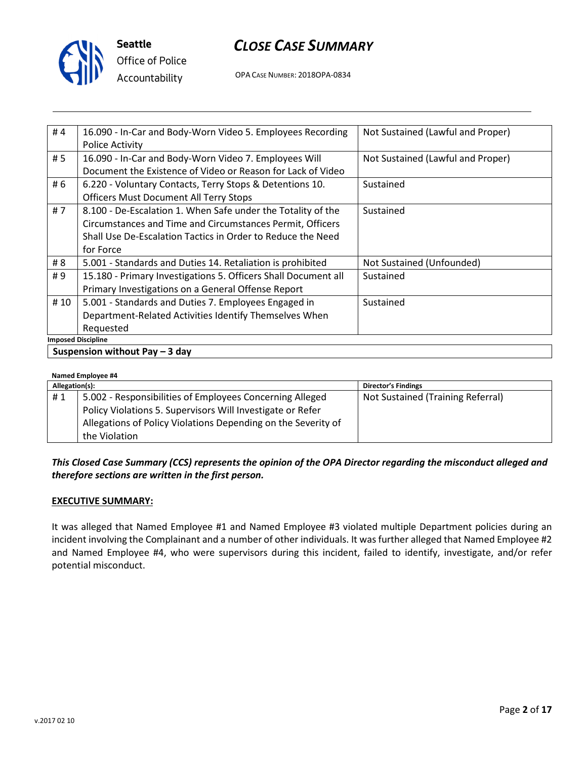| # 4 | 16.090 - In-Car and Body-Worn Video 5. Employees Recording Police Activity | Not Sustained (Lawful and Proper) |
|---|---|---|
| # 5 | 16.090 - In-Car and Body-Worn Video 7. Employees Will Document the Existence of Video or Reason for Lack of Video | Not Sustained (Lawful and Proper) |
| # 6 | 6.220 - Voluntary Contacts, Terry Stops & Detentions 10. Officers Must Document All Terry Stops | Sustained |
| # 7 | 8.100 - De-Escalation 1. When Safe under the Totality of the Circumstances and Time and Circumstances Permit, Officers Shall Use De-Escalation Tactics in Order to Reduce the Need for Force | Sustained |
| # 8 | 5.001 - Standards and Duties 14. Retaliation is prohibited | Not Sustained (Unfounded) |
| # 9 | 15.180 - Primary Investigations 5. Officers Shall Document all Primary Investigations on a General Offense Report | Sustained |
| # 10 | 5.001 - Standards and Duties 7. Employees Engaged in Department-Related Activities Identify Themselves When Requested | Sustained |

**Imposed Discipline**

**Suspension without Pay – 3 day**

**Named Employee #4**

| Allegation(s): | | Director's Findings |
|---|---|---|
| # 1 | 5.002 - Responsibilities of Employees Concerning Alleged Policy Violations 5. Supervisors Will Investigate or Refer Allegations of Policy Violations Depending on the Severity of the Violation | Not Sustained (Training Referral) |

***This Closed Case Summary (CCS) represents the opinion of the OPA Director regarding the misconduct alleged and therefore sections are written in the first person.***

**EXECUTIVE SUMMARY:**

It was alleged that Named Employee #1 and Named Employee #3 violated multiple Department policies during an incident involving the Complainant and a number of other individuals. It was further alleged that Named Employee #2 and Named Employee #4, who were supervisors during this incident, failed to identify, investigate, and/or refer potential misconduct.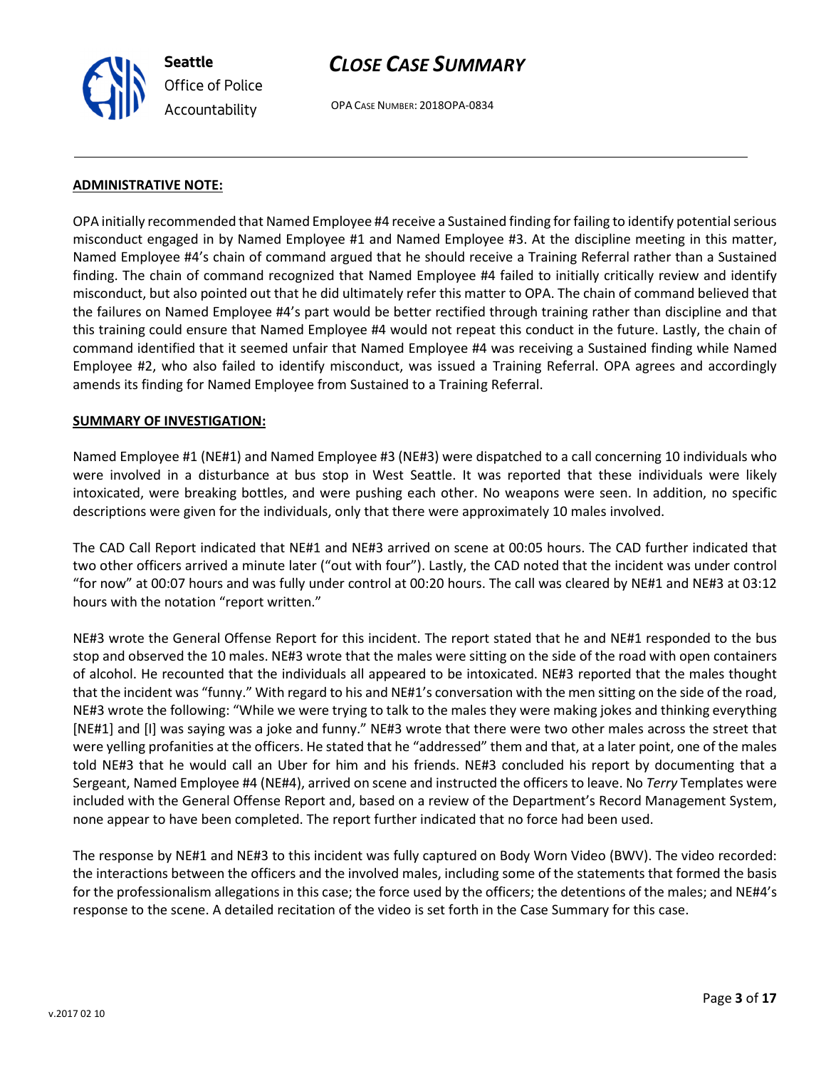**ADMINISTRATIVE NOTE:**

OPA initially recommended that Named Employee #4 receive a Sustained finding for failing to identify potential serious misconduct engaged in by Named Employee #1 and Named Employee #3. At the discipline meeting in this matter, Named Employee #4's chain of command argued that he should receive a Training Referral rather than a Sustained finding. The chain of command recognized that Named Employee #4 failed to initially critically review and identify misconduct, but also pointed out that he did ultimately refer this matter to OPA. The chain of command believed that the failures on Named Employee #4's part would be better rectified through training rather than discipline and that this training could ensure that Named Employee #4 would not repeat this conduct in the future. Lastly, the chain of command identified that it seemed unfair that Named Employee #4 was receiving a Sustained finding while Named Employee #2, who also failed to identify misconduct, was issued a Training Referral. OPA agrees and accordingly amends its finding for Named Employee from Sustained to a Training Referral.

**SUMMARY OF INVESTIGATION:**

Named Employee #1 (NE#1) and Named Employee #3 (NE#3) were dispatched to a call concerning 10 individuals who were involved in a disturbance at bus stop in West Seattle. It was reported that these individuals were likely intoxicated, were breaking bottles, and were pushing each other. No weapons were seen. In addition, no specific descriptions were given for the individuals, only that there were approximately 10 males involved.

The CAD Call Report indicated that NE#1 and NE#3 arrived on scene at 00:05 hours. The CAD further indicated that two other officers arrived a minute later ("out with four"). Lastly, the CAD noted that the incident was under control "for now" at 00:07 hours and was fully under control at 00:20 hours. The call was cleared by NE#1 and NE#3 at 03:12 hours with the notation "report written."

NE#3 wrote the General Offense Report for this incident. The report stated that he and NE#1 responded to the bus stop and observed the 10 males. NE#3 wrote that the males were sitting on the side of the road with open containers of alcohol. He recounted that the individuals all appeared to be intoxicated. NE#3 reported that the males thought that the incident was "funny." With regard to his and NE#1's conversation with the men sitting on the side of the road, NE#3 wrote the following: "While we were trying to talk to the males they were making jokes and thinking everything [NE#1] and [I] was saying was a joke and funny." NE#3 wrote that there were two other males across the street that were yelling profanities at the officers. He stated that he "addressed" them and that, at a later point, one of the males told NE#3 that he would call an Uber for him and his friends. NE#3 concluded his report by documenting that a Sergeant, Named Employee #4 (NE#4), arrived on scene and instructed the officers to leave. No *Terry* Templates were included with the General Offense Report and, based on a review of the Department's Record Management System, none appear to have been completed. The report further indicated that no force had been used.

The response by NE#1 and NE#3 to this incident was fully captured on Body Worn Video (BWV). The video recorded: the interactions between the officers and the involved males, including some of the statements that formed the basis for the professionalism allegations in this case; the force used by the officers; the detentions of the males; and NE#4's response to the scene. A detailed recitation of the video is set forth in the Case Summary for this case.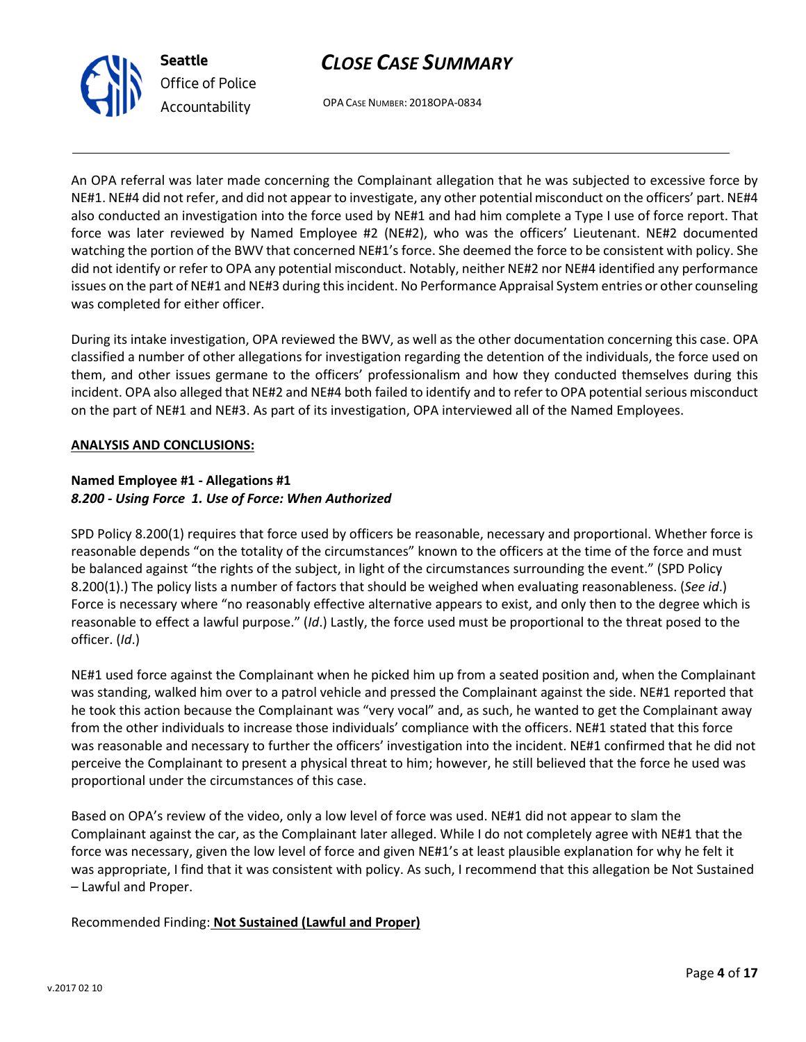An OPA referral was later made concerning the Complainant allegation that he was subjected to excessive force by NE#1. NE#4 did not refer, and did not appear to investigate, any other potential misconduct on the officers' part. NE#4 also conducted an investigation into the force used by NE#1 and had him complete a Type I use of force report. That force was later reviewed by Named Employee #2 (NE#2), who was the officers' Lieutenant. NE#2 documented watching the portion of the BWV that concerned NE#1's force. She deemed the force to be consistent with policy. She did not identify or refer to OPA any potential misconduct. Notably, neither NE#2 nor NE#4 identified any performance issues on the part of NE#1 and NE#3 during this incident. No Performance Appraisal System entries or other counseling was completed for either officer.

During its intake investigation, OPA reviewed the BWV, as well as the other documentation concerning this case. OPA classified a number of other allegations for investigation regarding the detention of the individuals, the force used on them, and other issues germane to the officers' professionalism and how they conducted themselves during this incident. OPA also alleged that NE#2 and NE#4 both failed to identify and to refer to OPA potential serious misconduct on the part of NE#1 and NE#3. As part of its investigation, OPA interviewed all of the Named Employees.

**ANALYSIS AND CONCLUSIONS:**

**Named Employee #1 - Allegations #1**
***8.200 - Using Force 1. Use of Force: When Authorized***

SPD Policy 8.200(1) requires that force used by officers be reasonable, necessary and proportional. Whether force is reasonable depends "on the totality of the circumstances" known to the officers at the time of the force and must be balanced against "the rights of the subject, in light of the circumstances surrounding the event." (SPD Policy 8.200(1).) The policy lists a number of factors that should be weighed when evaluating reasonableness. (*See id*.) Force is necessary where "no reasonably effective alternative appears to exist, and only then to the degree which is reasonable to effect a lawful purpose." (*Id*.) Lastly, the force used must be proportional to the threat posed to the officer. (*Id*.)

NE#1 used force against the Complainant when he picked him up from a seated position and, when the Complainant was standing, walked him over to a patrol vehicle and pressed the Complainant against the side. NE#1 reported that he took this action because the Complainant was "very vocal" and, as such, he wanted to get the Complainant away from the other individuals to increase those individuals' compliance with the officers. NE#1 stated that this force was reasonable and necessary to further the officers' investigation into the incident. NE#1 confirmed that he did not perceive the Complainant to present a physical threat to him; however, he still believed that the force he used was proportional under the circumstances of this case.

Based on OPA's review of the video, only a low level of force was used. NE#1 did not appear to slam the Complainant against the car, as the Complainant later alleged. While I do not completely agree with NE#1 that the force was necessary, given the low level of force and given NE#1's at least plausible explanation for why he felt it was appropriate, I find that it was consistent with policy. As such, I recommend that this allegation be Not Sustained – Lawful and Proper.

Recommended Finding: **Not Sustained (Lawful and Proper)**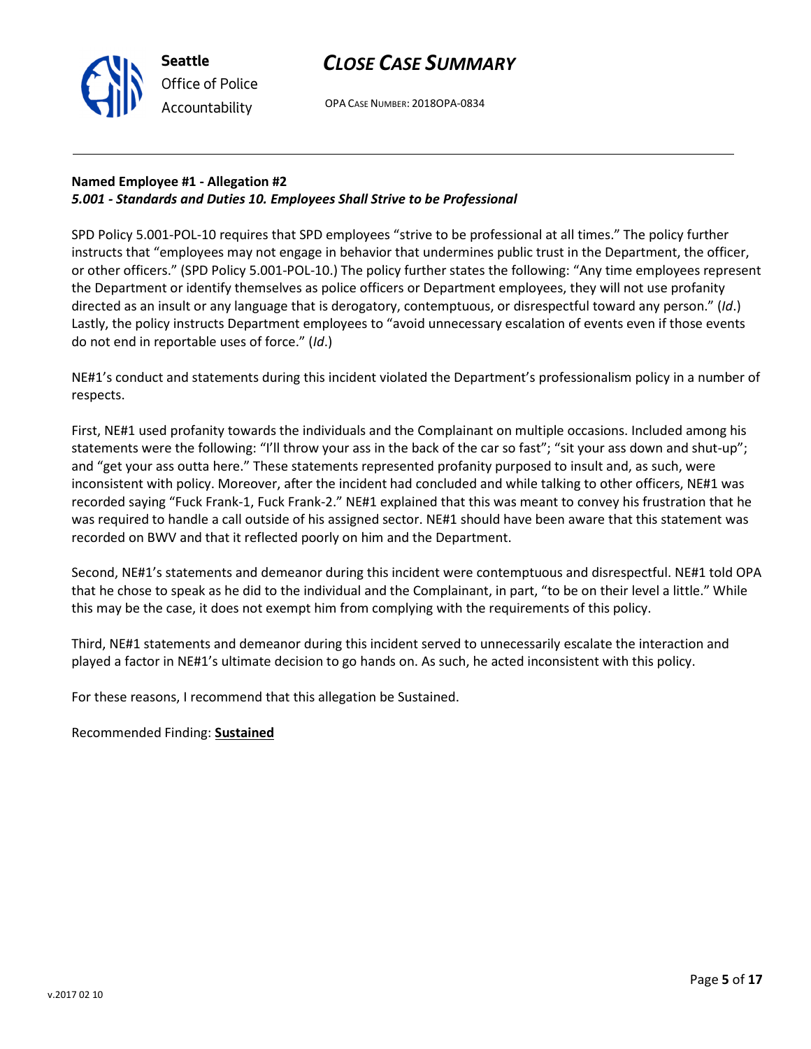**Named Employee #1 - Allegation #2**
***5.001 - Standards and Duties 10. Employees Shall Strive to be Professional***

SPD Policy 5.001-POL-10 requires that SPD employees “strive to be professional at all times.” The policy further instructs that “employees may not engage in behavior that undermines public trust in the Department, the officer, or other officers.” (SPD Policy 5.001-POL-10.) The policy further states the following: “Any time employees represent the Department or identify themselves as police officers or Department employees, they will not use profanity directed as an insult or any language that is derogatory, contemptuous, or disrespectful toward any person.” (*Id*.) Lastly, the policy instructs Department employees to “avoid unnecessary escalation of events even if those events do not end in reportable uses of force.” (*Id*.)

NE#1’s conduct and statements during this incident violated the Department’s professionalism policy in a number of respects.

First, NE#1 used profanity towards the individuals and the Complainant on multiple occasions. Included among his statements were the following: “I’ll throw your ass in the back of the car so fast”; “sit your ass down and shut-up”; and “get your ass outta here.” These statements represented profanity purposed to insult and, as such, were inconsistent with policy. Moreover, after the incident had concluded and while talking to other officers, NE#1 was recorded saying “Fuck Frank-1, Fuck Frank-2.” NE#1 explained that this was meant to convey his frustration that he was required to handle a call outside of his assigned sector. NE#1 should have been aware that this statement was recorded on BWV and that it reflected poorly on him and the Department.

Second, NE#1’s statements and demeanor during this incident were contemptuous and disrespectful. NE#1 told OPA that he chose to speak as he did to the individual and the Complainant, in part, “to be on their level a little.” While this may be the case, it does not exempt him from complying with the requirements of this policy.

Third, NE#1 statements and demeanor during this incident served to unnecessarily escalate the interaction and played a factor in NE#1’s ultimate decision to go hands on. As such, he acted inconsistent with this policy.

For these reasons, I recommend that this allegation be Sustained.

Recommended Finding: **Sustained**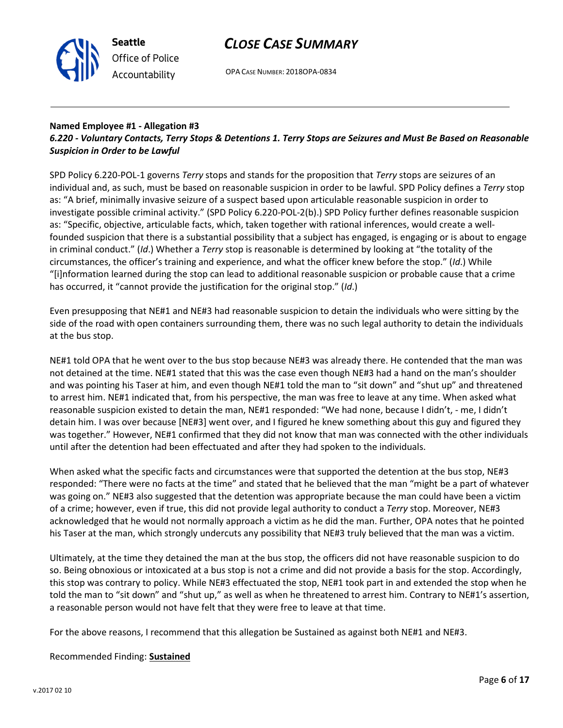**Named Employee #1 - Allegation #3**
***6.220 - Voluntary Contacts, Terry Stops & Detentions 1. Terry Stops are Seizures and Must Be Based on Reasonable Suspicion in Order to be Lawful***

SPD Policy 6.220-POL-1 governs *Terry* stops and stands for the proposition that *Terry* stops are seizures of an individual and, as such, must be based on reasonable suspicion in order to be lawful. SPD Policy defines a *Terry* stop as: "A brief, minimally invasive seizure of a suspect based upon articulable reasonable suspicion in order to investigate possible criminal activity." (SPD Policy 6.220-POL-2(b).) SPD Policy further defines reasonable suspicion as: "Specific, objective, articulable facts, which, taken together with rational inferences, would create a well-founded suspicion that there is a substantial possibility that a subject has engaged, is engaging or is about to engage in criminal conduct." (*Id*.) Whether a *Terry* stop is reasonable is determined by looking at "the totality of the circumstances, the officer's training and experience, and what the officer knew before the stop." (*Id*.) While "[i]nformation learned during the stop can lead to additional reasonable suspicion or probable cause that a crime has occurred, it "cannot provide the justification for the original stop." (*Id*.)

Even presupposing that NE#1 and NE#3 had reasonable suspicion to detain the individuals who were sitting by the side of the road with open containers surrounding them, there was no such legal authority to detain the individuals at the bus stop.

NE#1 told OPA that he went over to the bus stop because NE#3 was already there. He contended that the man was not detained at the time. NE#1 stated that this was the case even though NE#3 had a hand on the man's shoulder and was pointing his Taser at him, and even though NE#1 told the man to "sit down" and "shut up" and threatened to arrest him. NE#1 indicated that, from his perspective, the man was free to leave at any time. When asked what reasonable suspicion existed to detain the man, NE#1 responded: "We had none, because I didn't, - me, I didn't detain him. I was over because [NE#3] went over, and I figured he knew something about this guy and figured they was together." However, NE#1 confirmed that they did not know that man was connected with the other individuals until after the detention had been effectuated and after they had spoken to the individuals.

When asked what the specific facts and circumstances were that supported the detention at the bus stop, NE#3 responded: "There were no facts at the time" and stated that he believed that the man "might be a part of whatever was going on." NE#3 also suggested that the detention was appropriate because the man could have been a victim of a crime; however, even if true, this did not provide legal authority to conduct a *Terry* stop. Moreover, NE#3 acknowledged that he would not normally approach a victim as he did the man. Further, OPA notes that he pointed his Taser at the man, which strongly undercuts any possibility that NE#3 truly believed that the man was a victim.

Ultimately, at the time they detained the man at the bus stop, the officers did not have reasonable suspicion to do so. Being obnoxious or intoxicated at a bus stop is not a crime and did not provide a basis for the stop. Accordingly, this stop was contrary to policy. While NE#3 effectuated the stop, NE#1 took part in and extended the stop when he told the man to "sit down" and "shut up," as well as when he threatened to arrest him. Contrary to NE#1's assertion, a reasonable person would not have felt that they were free to leave at that time.

For the above reasons, I recommend that this allegation be Sustained as against both NE#1 and NE#3.

Recommended Finding: **Sustained**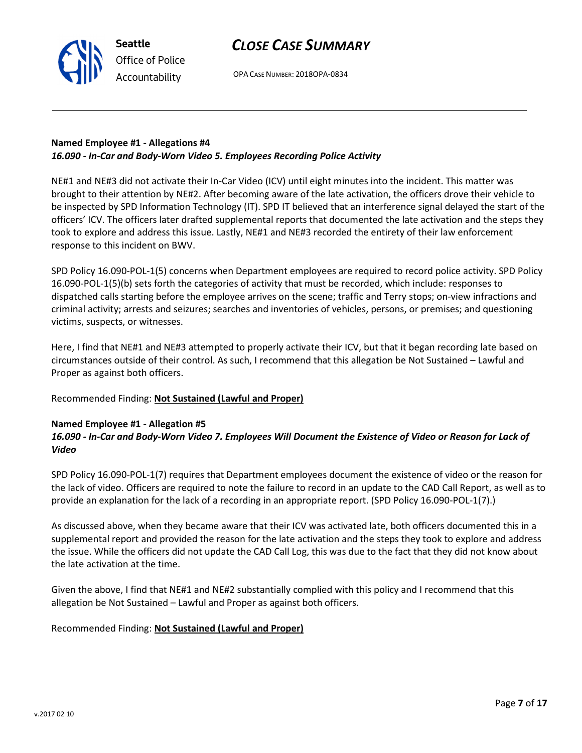**Named Employee #1 - Allegations #4**
***16.090 - In-Car and Body-Worn Video 5. Employees Recording Police Activity***

NE#1 and NE#3 did not activate their In-Car Video (ICV) until eight minutes into the incident. This matter was brought to their attention by NE#2. After becoming aware of the late activation, the officers drove their vehicle to be inspected by SPD Information Technology (IT). SPD IT believed that an interference signal delayed the start of the officers' ICV. The officers later drafted supplemental reports that documented the late activation and the steps they took to explore and address this issue. Lastly, NE#1 and NE#3 recorded the entirety of their law enforcement response to this incident on BWV.

SPD Policy 16.090-POL-1(5) concerns when Department employees are required to record police activity. SPD Policy 16.090-POL-1(5)(b) sets forth the categories of activity that must be recorded, which include: responses to dispatched calls starting before the employee arrives on the scene; traffic and Terry stops; on-view infractions and criminal activity; arrests and seizures; searches and inventories of vehicles, persons, or premises; and questioning victims, suspects, or witnesses.

Here, I find that NE#1 and NE#3 attempted to properly activate their ICV, but that it began recording late based on circumstances outside of their control. As such, I recommend that this allegation be Not Sustained – Lawful and Proper as against both officers.

Recommended Finding: **Not Sustained (Lawful and Proper)**

**Named Employee #1 - Allegation #5**
***16.090 - In-Car and Body-Worn Video 7. Employees Will Document the Existence of Video or Reason for Lack of Video***

SPD Policy 16.090-POL-1(7) requires that Department employees document the existence of video or the reason for the lack of video. Officers are required to note the failure to record in an update to the CAD Call Report, as well as to provide an explanation for the lack of a recording in an appropriate report. (SPD Policy 16.090-POL-1(7).)

As discussed above, when they became aware that their ICV was activated late, both officers documented this in a supplemental report and provided the reason for the late activation and the steps they took to explore and address the issue. While the officers did not update the CAD Call Log, this was due to the fact that they did not know about the late activation at the time.

Given the above, I find that NE#1 and NE#2 substantially complied with this policy and I recommend that this allegation be Not Sustained – Lawful and Proper as against both officers.

Recommended Finding: **Not Sustained (Lawful and Proper)**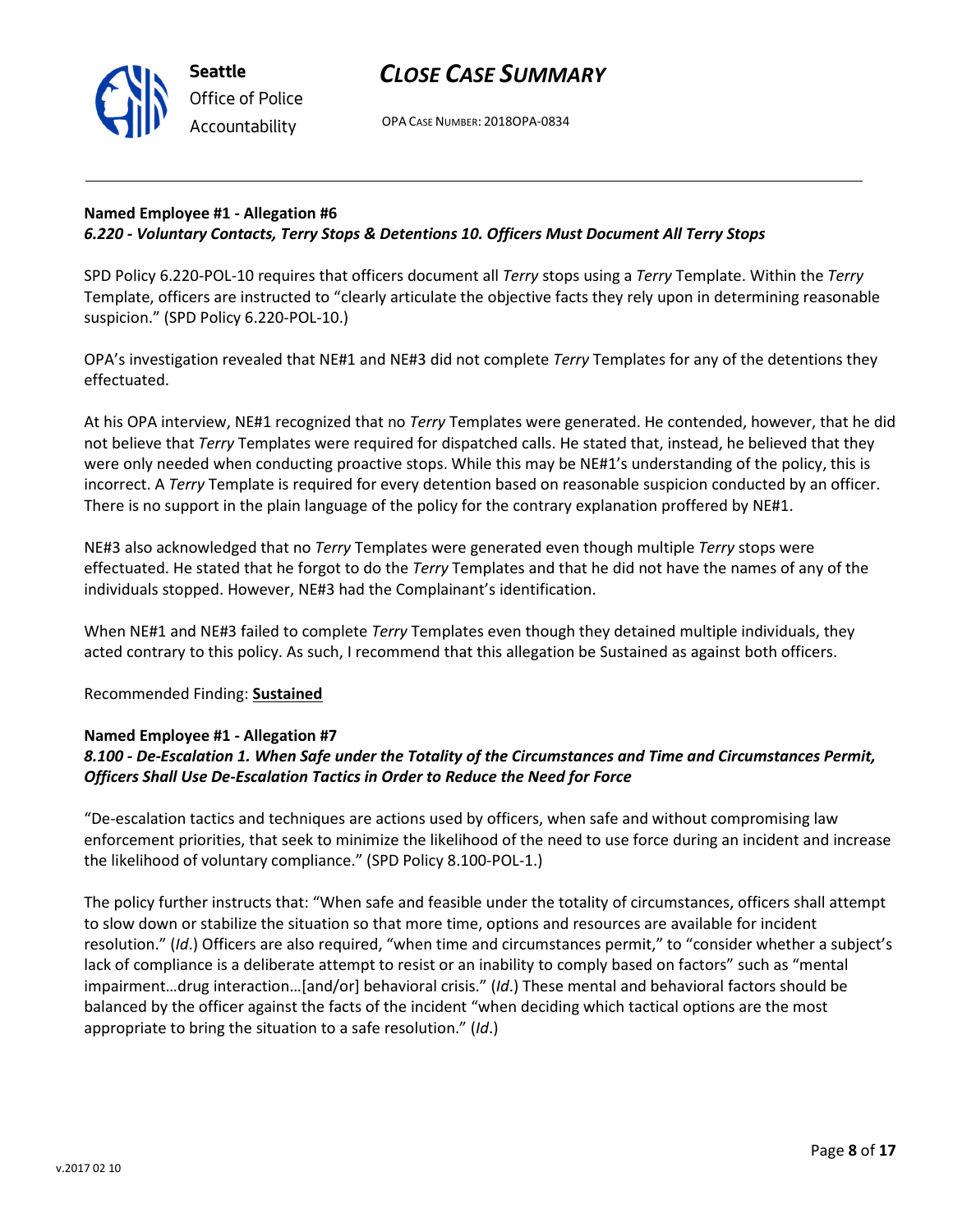**Named Employee #1 - Allegation #6**
***6.220 - Voluntary Contacts, Terry Stops & Detentions 10. Officers Must Document All Terry Stops***

SPD Policy 6.220-POL-10 requires that officers document all *Terry* stops using a *Terry* Template. Within the *Terry* Template, officers are instructed to "clearly articulate the objective facts they rely upon in determining reasonable suspicion." (SPD Policy 6.220-POL-10.)

OPA's investigation revealed that NE#1 and NE#3 did not complete *Terry* Templates for any of the detentions they effectuated.

At his OPA interview, NE#1 recognized that no *Terry* Templates were generated. He contended, however, that he did not believe that *Terry* Templates were required for dispatched calls. He stated that, instead, he believed that they were only needed when conducting proactive stops. While this may be NE#1's understanding of the policy, this is incorrect. A *Terry* Template is required for every detention based on reasonable suspicion conducted by an officer. There is no support in the plain language of the policy for the contrary explanation proffered by NE#1.

NE#3 also acknowledged that no *Terry* Templates were generated even though multiple *Terry* stops were effectuated. He stated that he forgot to do the *Terry* Templates and that he did not have the names of any of the individuals stopped. However, NE#3 had the Complainant's identification.

When NE#1 and NE#3 failed to complete *Terry* Templates even though they detained multiple individuals, they acted contrary to this policy. As such, I recommend that this allegation be Sustained as against both officers.

Recommended Finding: **Sustained**

**Named Employee #1 - Allegation #7**
***8.100 - De-Escalation 1. When Safe under the Totality of the Circumstances and Time and Circumstances Permit, Officers Shall Use De-Escalation Tactics in Order to Reduce the Need for Force***

"De-escalation tactics and techniques are actions used by officers, when safe and without compromising law enforcement priorities, that seek to minimize the likelihood of the need to use force during an incident and increase the likelihood of voluntary compliance." (SPD Policy 8.100-POL-1.)

The policy further instructs that: "When safe and feasible under the totality of circumstances, officers shall attempt to slow down or stabilize the situation so that more time, options and resources are available for incident resolution." (*Id*.) Officers are also required, "when time and circumstances permit," to "consider whether a subject's lack of compliance is a deliberate attempt to resist or an inability to comply based on factors" such as "mental impairment…drug interaction…[and/or] behavioral crisis." (*Id*.) These mental and behavioral factors should be balanced by the officer against the facts of the incident "when deciding which tactical options are the most appropriate to bring the situation to a safe resolution." (*Id*.)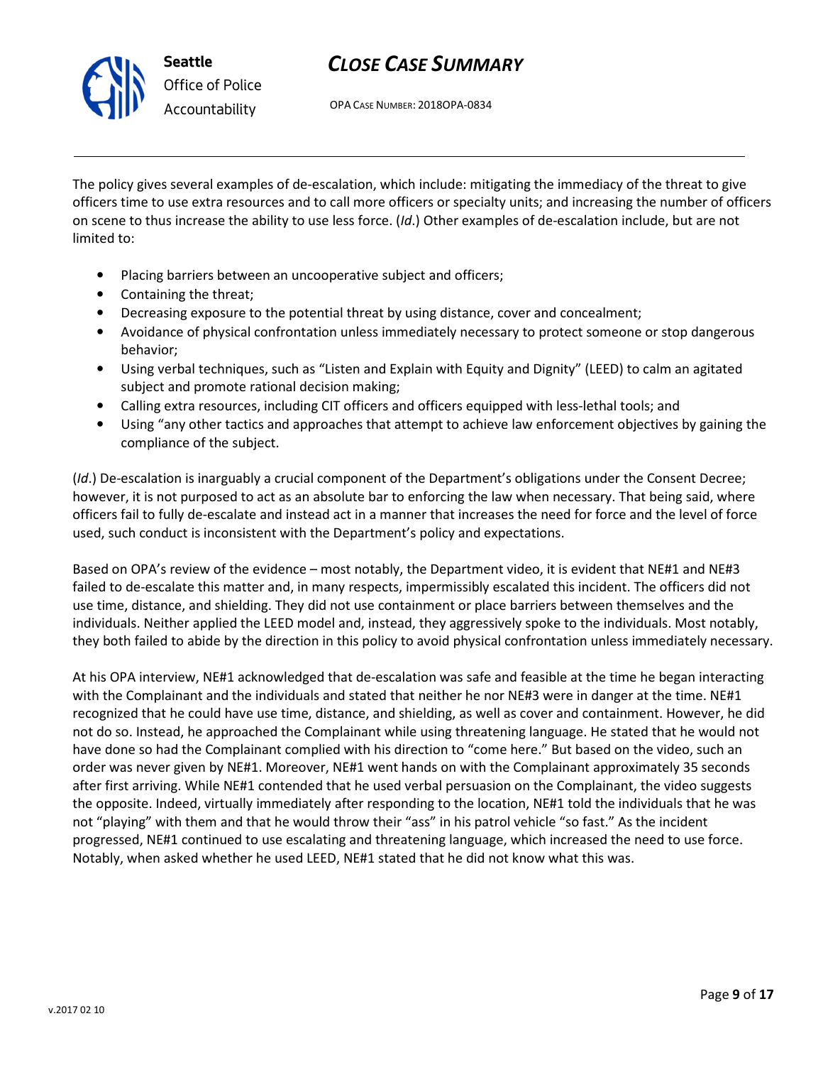The policy gives several examples of de-escalation, which include: mitigating the immediacy of the threat to give officers time to use extra resources and to call more officers or specialty units; and increasing the number of officers on scene to thus increase the ability to use less force. (*Id*.) Other examples of de-escalation include, but are not limited to:

- Placing barriers between an uncooperative subject and officers;
- Containing the threat;
- Decreasing exposure to the potential threat by using distance, cover and concealment;
- Avoidance of physical confrontation unless immediately necessary to protect someone or stop dangerous behavior;
- Using verbal techniques, such as "Listen and Explain with Equity and Dignity" (LEED) to calm an agitated subject and promote rational decision making;
- Calling extra resources, including CIT officers and officers equipped with less-lethal tools; and
- Using "any other tactics and approaches that attempt to achieve law enforcement objectives by gaining the compliance of the subject.

(*Id*.) De-escalation is inarguably a crucial component of the Department's obligations under the Consent Decree; however, it is not purposed to act as an absolute bar to enforcing the law when necessary. That being said, where officers fail to fully de-escalate and instead act in a manner that increases the need for force and the level of force used, such conduct is inconsistent with the Department's policy and expectations.

Based on OPA's review of the evidence – most notably, the Department video, it is evident that NE#1 and NE#3 failed to de-escalate this matter and, in many respects, impermissibly escalated this incident. The officers did not use time, distance, and shielding. They did not use containment or place barriers between themselves and the individuals. Neither applied the LEED model and, instead, they aggressively spoke to the individuals. Most notably, they both failed to abide by the direction in this policy to avoid physical confrontation unless immediately necessary.

At his OPA interview, NE#1 acknowledged that de-escalation was safe and feasible at the time he began interacting with the Complainant and the individuals and stated that neither he nor NE#3 were in danger at the time. NE#1 recognized that he could have use time, distance, and shielding, as well as cover and containment. However, he did not do so. Instead, he approached the Complainant while using threatening language. He stated that he would not have done so had the Complainant complied with his direction to "come here." But based on the video, such an order was never given by NE#1. Moreover, NE#1 went hands on with the Complainant approximately 35 seconds after first arriving. While NE#1 contended that he used verbal persuasion on the Complainant, the video suggests the opposite. Indeed, virtually immediately after responding to the location, NE#1 told the individuals that he was not "playing" with them and that he would throw their "ass" in his patrol vehicle "so fast." As the incident progressed, NE#1 continued to use escalating and threatening language, which increased the need to use force. Notably, when asked whether he used LEED, NE#1 stated that he did not know what this was.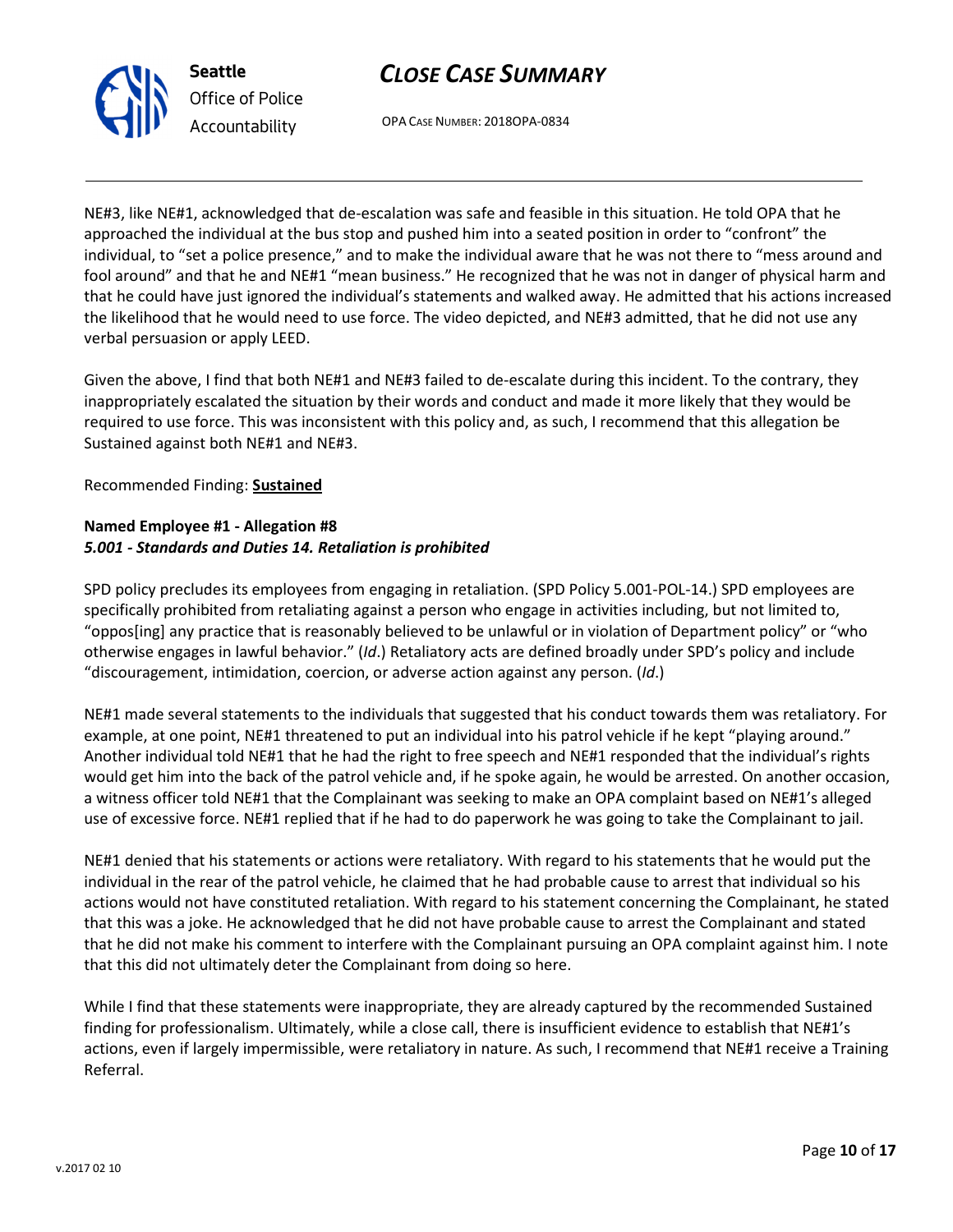NE#3, like NE#1, acknowledged that de-escalation was safe and feasible in this situation. He told OPA that he approached the individual at the bus stop and pushed him into a seated position in order to "confront" the individual, to "set a police presence," and to make the individual aware that he was not there to "mess around and fool around" and that he and NE#1 "mean business." He recognized that he was not in danger of physical harm and that he could have just ignored the individual's statements and walked away. He admitted that his actions increased the likelihood that he would need to use force. The video depicted, and NE#3 admitted, that he did not use any verbal persuasion or apply LEED.

Given the above, I find that both NE#1 and NE#3 failed to de-escalate during this incident. To the contrary, they inappropriately escalated the situation by their words and conduct and made it more likely that they would be required to use force. This was inconsistent with this policy and, as such, I recommend that this allegation be Sustained against both NE#1 and NE#3.

Recommended Finding: **Sustained**

**Named Employee #1 - Allegation #8**
***5.001 - Standards and Duties 14. Retaliation is prohibited***

SPD policy precludes its employees from engaging in retaliation. (SPD Policy 5.001-POL-14.) SPD employees are specifically prohibited from retaliating against a person who engage in activities including, but not limited to, "oppos[ing] any practice that is reasonably believed to be unlawful or in violation of Department policy" or "who otherwise engages in lawful behavior." (*Id*.) Retaliatory acts are defined broadly under SPD's policy and include "discouragement, intimidation, coercion, or adverse action against any person. (*Id*.)

NE#1 made several statements to the individuals that suggested that his conduct towards them was retaliatory. For example, at one point, NE#1 threatened to put an individual into his patrol vehicle if he kept "playing around." Another individual told NE#1 that he had the right to free speech and NE#1 responded that the individual's rights would get him into the back of the patrol vehicle and, if he spoke again, he would be arrested. On another occasion, a witness officer told NE#1 that the Complainant was seeking to make an OPA complaint based on NE#1's alleged use of excessive force. NE#1 replied that if he had to do paperwork he was going to take the Complainant to jail.

NE#1 denied that his statements or actions were retaliatory. With regard to his statements that he would put the individual in the rear of the patrol vehicle, he claimed that he had probable cause to arrest that individual so his actions would not have constituted retaliation. With regard to his statement concerning the Complainant, he stated that this was a joke. He acknowledged that he did not have probable cause to arrest the Complainant and stated that he did not make his comment to interfere with the Complainant pursuing an OPA complaint against him. I note that this did not ultimately deter the Complainant from doing so here.

While I find that these statements were inappropriate, they are already captured by the recommended Sustained finding for professionalism. Ultimately, while a close call, there is insufficient evidence to establish that NE#1's actions, even if largely impermissible, were retaliatory in nature. As such, I recommend that NE#1 receive a Training Referral.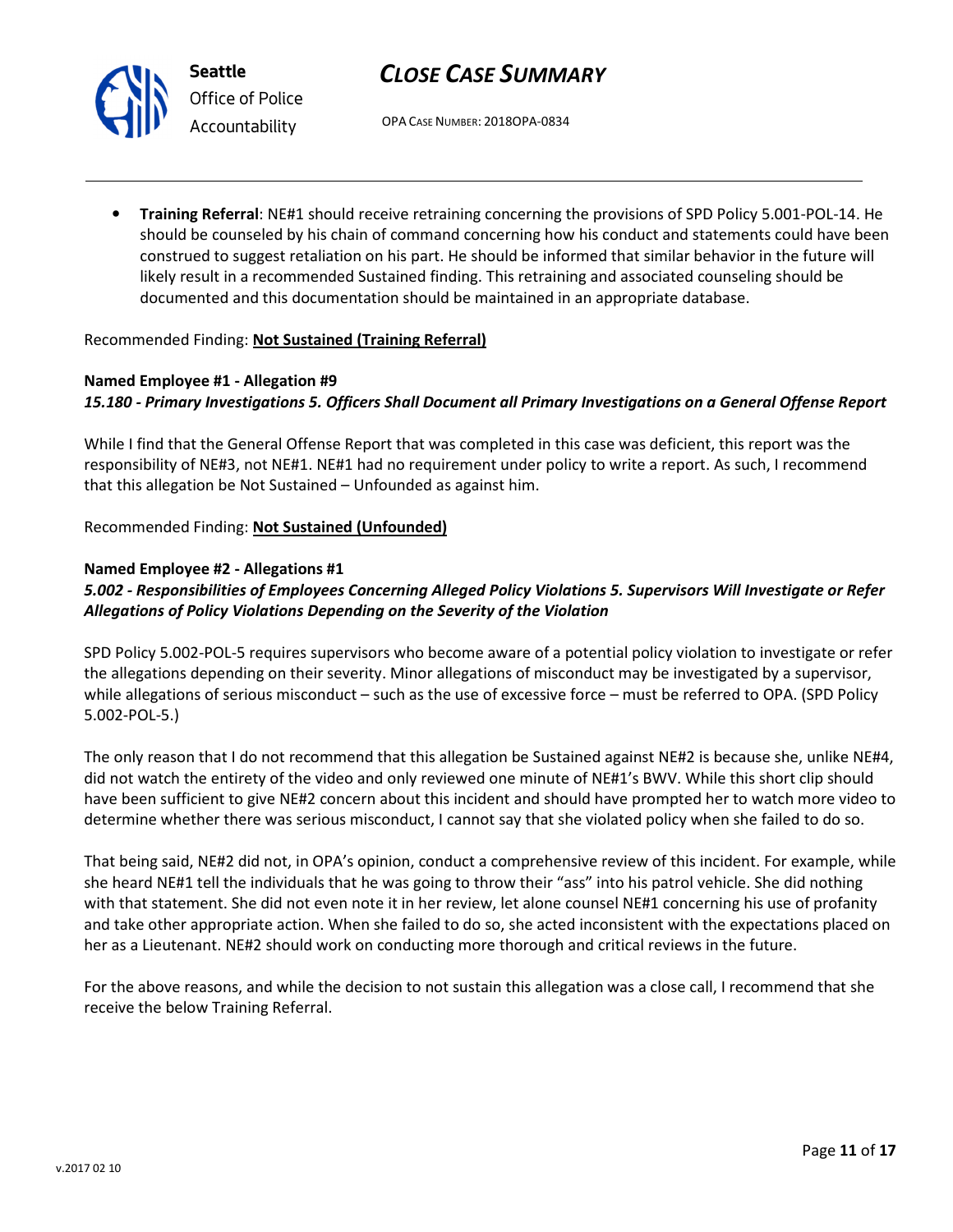- **Training Referral**: NE#1 should receive retraining concerning the provisions of SPD Policy 5.001-POL-14. He should be counseled by his chain of command concerning how his conduct and statements could have been construed to suggest retaliation on his part. He should be informed that similar behavior in the future will likely result in a recommended Sustained finding. This retraining and associated counseling should be documented and this documentation should be maintained in an appropriate database.

Recommended Finding: **Not Sustained (Training Referral)**

**Named Employee #1 - Allegation #9**
***15.180 - Primary Investigations 5. Officers Shall Document all Primary Investigations on a General Offense Report***

While I find that the General Offense Report that was completed in this case was deficient, this report was the responsibility of NE#3, not NE#1. NE#1 had no requirement under policy to write a report. As such, I recommend that this allegation be Not Sustained – Unfounded as against him.

Recommended Finding: **Not Sustained (Unfounded)**

**Named Employee #2 - Allegations #1**
***5.002 - Responsibilities of Employees Concerning Alleged Policy Violations 5. Supervisors Will Investigate or Refer Allegations of Policy Violations Depending on the Severity of the Violation***

SPD Policy 5.002-POL-5 requires supervisors who become aware of a potential policy violation to investigate or refer the allegations depending on their severity. Minor allegations of misconduct may be investigated by a supervisor, while allegations of serious misconduct – such as the use of excessive force – must be referred to OPA. (SPD Policy 5.002-POL-5.)

The only reason that I do not recommend that this allegation be Sustained against NE#2 is because she, unlike NE#4, did not watch the entirety of the video and only reviewed one minute of NE#1's BWV. While this short clip should have been sufficient to give NE#2 concern about this incident and should have prompted her to watch more video to determine whether there was serious misconduct, I cannot say that she violated policy when she failed to do so.

That being said, NE#2 did not, in OPA's opinion, conduct a comprehensive review of this incident. For example, while she heard NE#1 tell the individuals that he was going to throw their "ass" into his patrol vehicle. She did nothing with that statement. She did not even note it in her review, let alone counsel NE#1 concerning his use of profanity and take other appropriate action. When she failed to do so, she acted inconsistent with the expectations placed on her as a Lieutenant. NE#2 should work on conducting more thorough and critical reviews in the future.

For the above reasons, and while the decision to not sustain this allegation was a close call, I recommend that she receive the below Training Referral.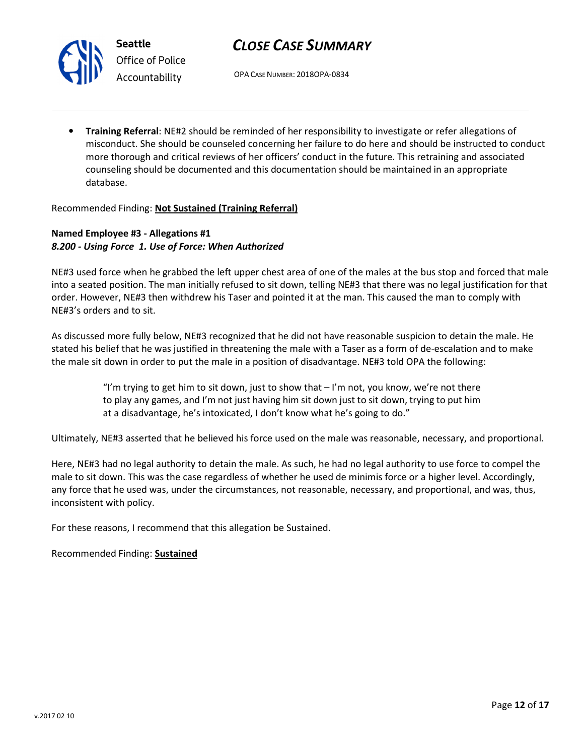- **Training Referral**: NE#2 should be reminded of her responsibility to investigate or refer allegations of misconduct. She should be counseled concerning her failure to do here and should be instructed to conduct more thorough and critical reviews of her officers' conduct in the future. This retraining and associated counseling should be documented and this documentation should be maintained in an appropriate database.

Recommended Finding: **Not Sustained (Training Referral)**

**Named Employee #3 - Allegations #1**
***8.200 - Using Force 1. Use of Force: When Authorized***

NE#3 used force when he grabbed the left upper chest area of one of the males at the bus stop and forced that male into a seated position. The man initially refused to sit down, telling NE#3 that there was no legal justification for that order. However, NE#3 then withdrew his Taser and pointed it at the man. This caused the man to comply with NE#3's orders and to sit.

As discussed more fully below, NE#3 recognized that he did not have reasonable suspicion to detain the male. He stated his belief that he was justified in threatening the male with a Taser as a form of de-escalation and to make the male sit down in order to put the male in a position of disadvantage. NE#3 told OPA the following:

> "I'm trying to get him to sit down, just to show that – I'm not, you know, we're not there to play any games, and I'm not just having him sit down just to sit down, trying to put him at a disadvantage, he's intoxicated, I don't know what he's going to do."

Ultimately, NE#3 asserted that he believed his force used on the male was reasonable, necessary, and proportional.

Here, NE#3 had no legal authority to detain the male. As such, he had no legal authority to use force to compel the male to sit down. This was the case regardless of whether he used de minimis force or a higher level. Accordingly, any force that he used was, under the circumstances, not reasonable, necessary, and proportional, and was, thus, inconsistent with policy.

For these reasons, I recommend that this allegation be Sustained.

Recommended Finding: **Sustained**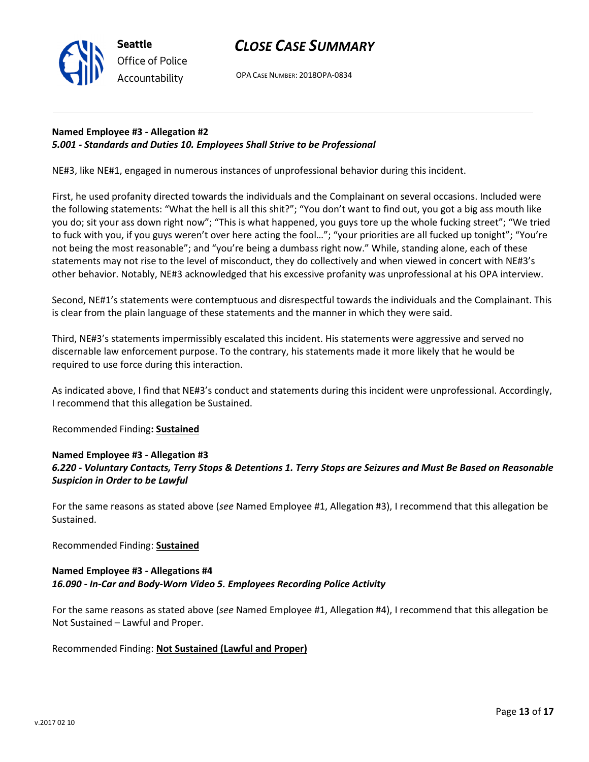**Named Employee #3 - Allegation #2**
***5.001 - Standards and Duties 10. Employees Shall Strive to be Professional***

NE#3, like NE#1, engaged in numerous instances of unprofessional behavior during this incident.

First, he used profanity directed towards the individuals and the Complainant on several occasions. Included were the following statements: "What the hell is all this shit?"; "You don't want to find out, you got a big ass mouth like you do; sit your ass down right now"; "This is what happened, you guys tore up the whole fucking street"; "We tried to fuck with you, if you guys weren't over here acting the fool…"; "your priorities are all fucked up tonight"; "You're not being the most reasonable"; and "you're being a dumbass right now." While, standing alone, each of these statements may not rise to the level of misconduct, they do collectively and when viewed in concert with NE#3's other behavior. Notably, NE#3 acknowledged that his excessive profanity was unprofessional at his OPA interview.

Second, NE#1's statements were contemptuous and disrespectful towards the individuals and the Complainant. This is clear from the plain language of these statements and the manner in which they were said.

Third, NE#3's statements impermissibly escalated this incident. His statements were aggressive and served no discernable law enforcement purpose. To the contrary, his statements made it more likely that he would be required to use force during this interaction.

As indicated above, I find that NE#3's conduct and statements during this incident were unprofessional. Accordingly, I recommend that this allegation be Sustained.

Recommended Finding**: <u>Sustained</u>**

**Named Employee #3 - Allegation #3**
***6.220 - Voluntary Contacts, Terry Stops & Detentions 1. Terry Stops are Seizures and Must Be Based on Reasonable Suspicion in Order to be Lawful***

For the same reasons as stated above (*see* Named Employee #1, Allegation #3), I recommend that this allegation be Sustained.

Recommended Finding: **<u>Sustained</u>**

**Named Employee #3 - Allegations #4**
***16.090 - In-Car and Body-Worn Video 5. Employees Recording Police Activity***

For the same reasons as stated above (*see* Named Employee #1, Allegation #4), I recommend that this allegation be Not Sustained – Lawful and Proper.

Recommended Finding: **<u>Not Sustained (Lawful and Proper)</u>**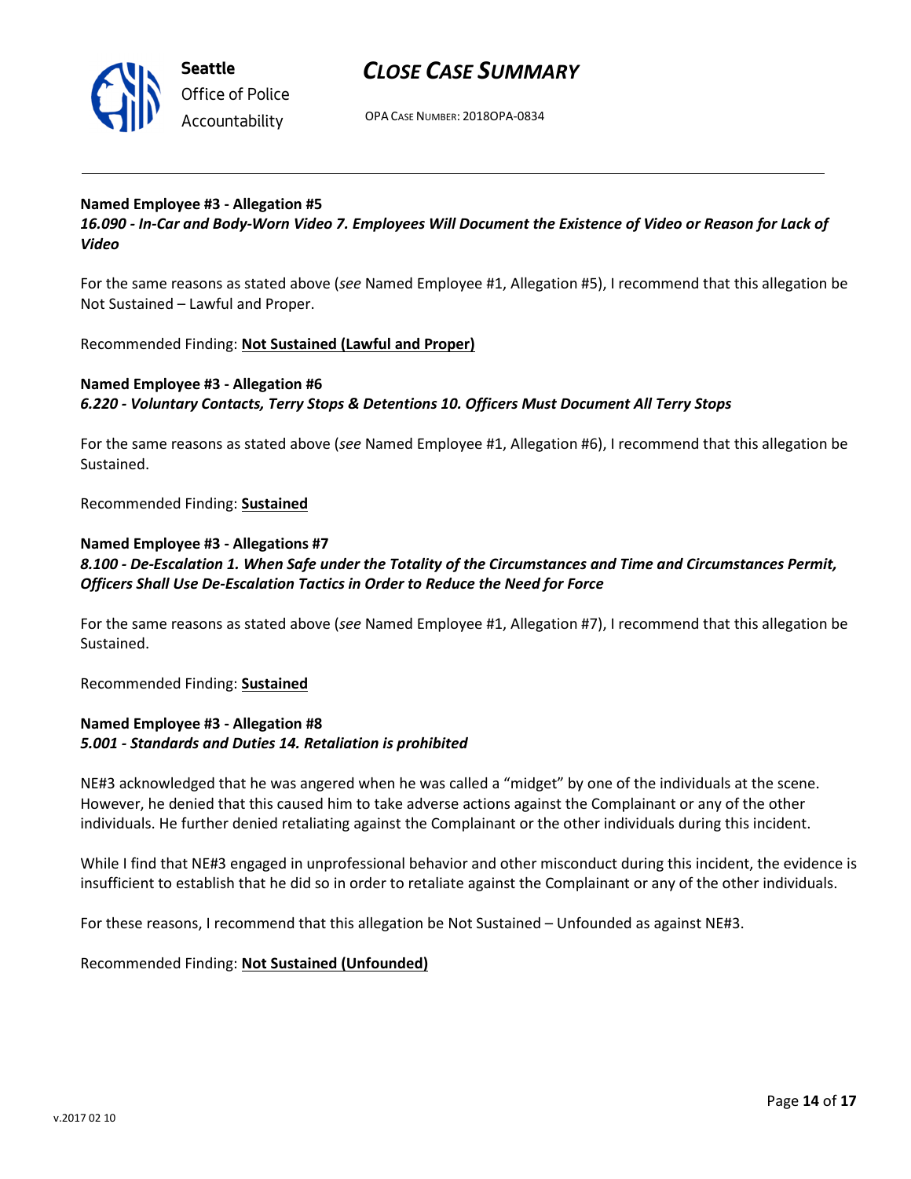**Named Employee #3 - Allegation #5**
***16.090 - In-Car and Body-Worn Video 7. Employees Will Document the Existence of Video or Reason for Lack of Video***

For the same reasons as stated above (*see* Named Employee #1, Allegation #5), I recommend that this allegation be Not Sustained – Lawful and Proper.

Recommended Finding: **Not Sustained (Lawful and Proper)**

**Named Employee #3 - Allegation #6**
***6.220 - Voluntary Contacts, Terry Stops & Detentions 10. Officers Must Document All Terry Stops***

For the same reasons as stated above (*see* Named Employee #1, Allegation #6), I recommend that this allegation be Sustained.

Recommended Finding: **Sustained**

**Named Employee #3 - Allegations #7**
***8.100 - De-Escalation 1. When Safe under the Totality of the Circumstances and Time and Circumstances Permit, Officers Shall Use De-Escalation Tactics in Order to Reduce the Need for Force***

For the same reasons as stated above (*see* Named Employee #1, Allegation #7), I recommend that this allegation be Sustained.

Recommended Finding: **Sustained**

**Named Employee #3 - Allegation #8**
***5.001 - Standards and Duties 14. Retaliation is prohibited***

NE#3 acknowledged that he was angered when he was called a "midget" by one of the individuals at the scene. However, he denied that this caused him to take adverse actions against the Complainant or any of the other individuals. He further denied retaliating against the Complainant or the other individuals during this incident.

While I find that NE#3 engaged in unprofessional behavior and other misconduct during this incident, the evidence is insufficient to establish that he did so in order to retaliate against the Complainant or any of the other individuals.

For these reasons, I recommend that this allegation be Not Sustained – Unfounded as against NE#3.

Recommended Finding: **Not Sustained (Unfounded)**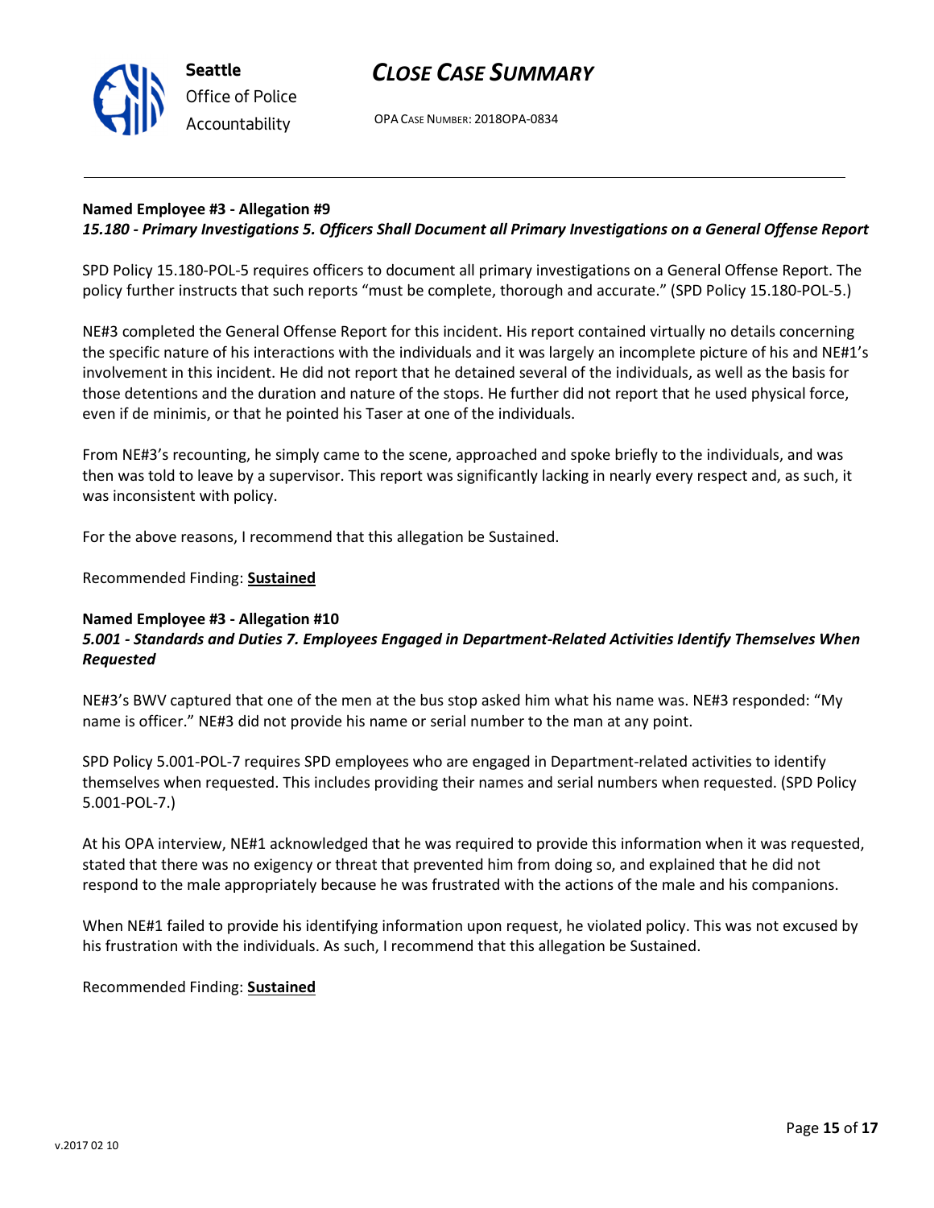**Named Employee #3 - Allegation #9**
***15.180 - Primary Investigations 5. Officers Shall Document all Primary Investigations on a General Offense Report***

SPD Policy 15.180-POL-5 requires officers to document all primary investigations on a General Offense Report. The policy further instructs that such reports "must be complete, thorough and accurate." (SPD Policy 15.180-POL-5.)

NE#3 completed the General Offense Report for this incident. His report contained virtually no details concerning the specific nature of his interactions with the individuals and it was largely an incomplete picture of his and NE#1's involvement in this incident. He did not report that he detained several of the individuals, as well as the basis for those detentions and the duration and nature of the stops. He further did not report that he used physical force, even if de minimis, or that he pointed his Taser at one of the individuals.

From NE#3's recounting, he simply came to the scene, approached and spoke briefly to the individuals, and was then was told to leave by a supervisor. This report was significantly lacking in nearly every respect and, as such, it was inconsistent with policy.

For the above reasons, I recommend that this allegation be Sustained.

Recommended Finding: **Sustained**

**Named Employee #3 - Allegation #10**
***5.001 - Standards and Duties 7. Employees Engaged in Department-Related Activities Identify Themselves When Requested***

NE#3's BWV captured that one of the men at the bus stop asked him what his name was. NE#3 responded: "My name is officer." NE#3 did not provide his name or serial number to the man at any point.

SPD Policy 5.001-POL-7 requires SPD employees who are engaged in Department-related activities to identify themselves when requested. This includes providing their names and serial numbers when requested. (SPD Policy 5.001-POL-7.)

At his OPA interview, NE#1 acknowledged that he was required to provide this information when it was requested, stated that there was no exigency or threat that prevented him from doing so, and explained that he did not respond to the male appropriately because he was frustrated with the actions of the male and his companions.

When NE#1 failed to provide his identifying information upon request, he violated policy. This was not excused by his frustration with the individuals. As such, I recommend that this allegation be Sustained.

Recommended Finding: **Sustained**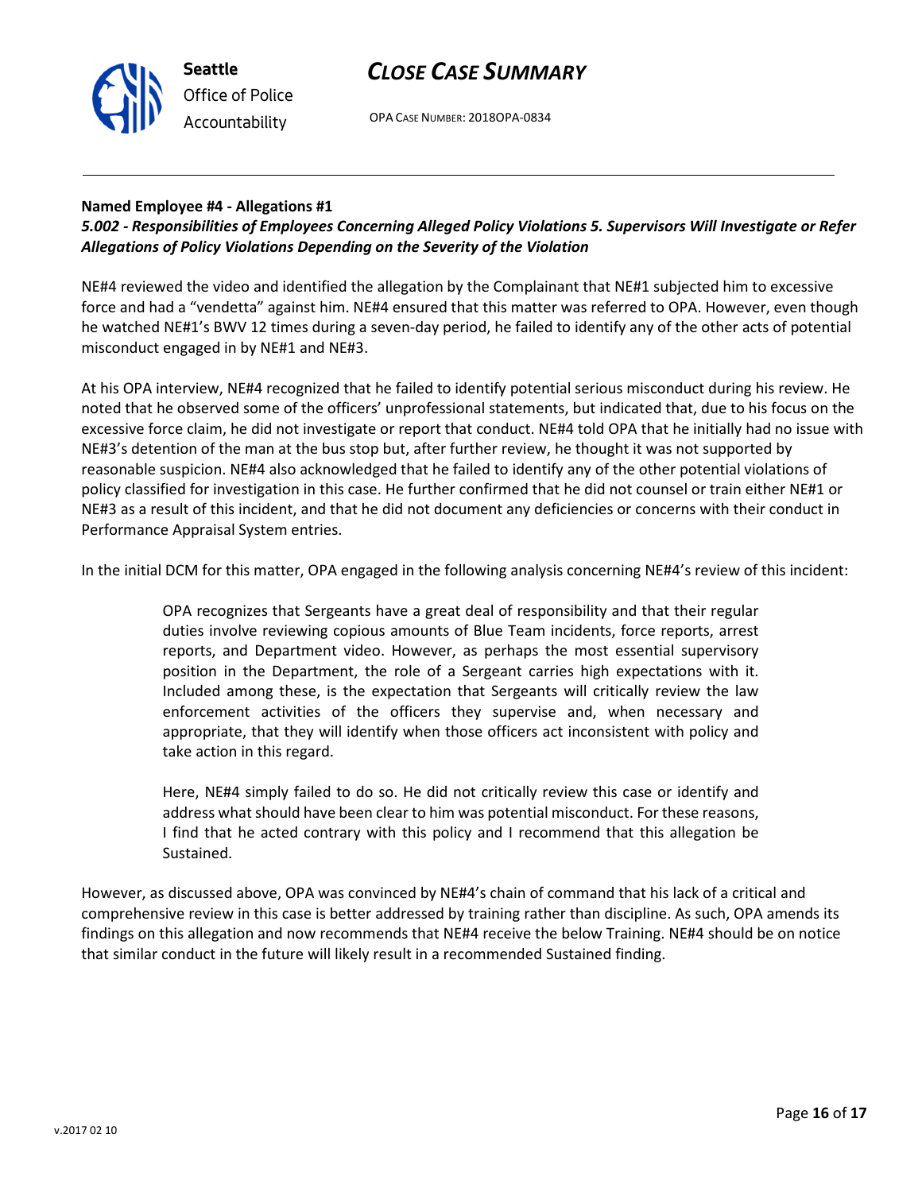**Named Employee #4 - Allegations #1**
***5.002 - Responsibilities of Employees Concerning Alleged Policy Violations 5. Supervisors Will Investigate or Refer Allegations of Policy Violations Depending on the Severity of the Violation***

NE#4 reviewed the video and identified the allegation by the Complainant that NE#1 subjected him to excessive force and had a "vendetta" against him. NE#4 ensured that this matter was referred to OPA. However, even though he watched NE#1's BWV 12 times during a seven-day period, he failed to identify any of the other acts of potential misconduct engaged in by NE#1 and NE#3.

At his OPA interview, NE#4 recognized that he failed to identify potential serious misconduct during his review. He noted that he observed some of the officers' unprofessional statements, but indicated that, due to his focus on the excessive force claim, he did not investigate or report that conduct. NE#4 told OPA that he initially had no issue with NE#3's detention of the man at the bus stop but, after further review, he thought it was not supported by reasonable suspicion. NE#4 also acknowledged that he failed to identify any of the other potential violations of policy classified for investigation in this case. He further confirmed that he did not counsel or train either NE#1 or NE#3 as a result of this incident, and that he did not document any deficiencies or concerns with their conduct in Performance Appraisal System entries.

In the initial DCM for this matter, OPA engaged in the following analysis concerning NE#4's review of this incident:

> OPA recognizes that Sergeants have a great deal of responsibility and that their regular duties involve reviewing copious amounts of Blue Team incidents, force reports, arrest reports, and Department video. However, as perhaps the most essential supervisory position in the Department, the role of a Sergeant carries high expectations with it. Included among these, is the expectation that Sergeants will critically review the law enforcement activities of the officers they supervise and, when necessary and appropriate, that they will identify when those officers act inconsistent with policy and take action in this regard.
>
> Here, NE#4 simply failed to do so. He did not critically review this case or identify and address what should have been clear to him was potential misconduct. For these reasons, I find that he acted contrary with this policy and I recommend that this allegation be Sustained.

However, as discussed above, OPA was convinced by NE#4's chain of command that his lack of a critical and comprehensive review in this case is better addressed by training rather than discipline. As such, OPA amends its findings on this allegation and now recommends that NE#4 receive the below Training. NE#4 should be on notice that similar conduct in the future will likely result in a recommended Sustained finding.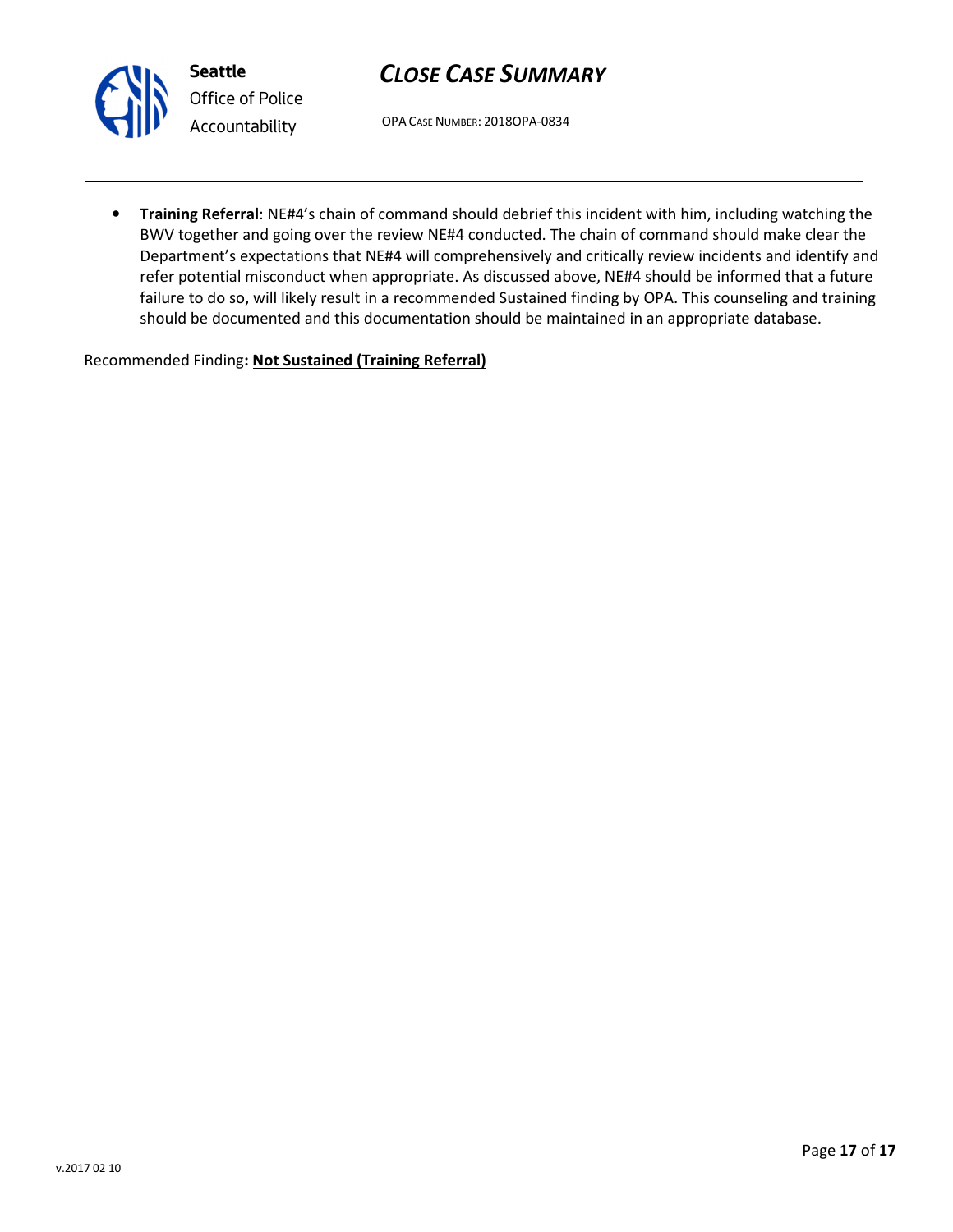- **Training Referral**: NE#4's chain of command should debrief this incident with him, including watching the BWV together and going over the review NE#4 conducted. The chain of command should make clear the Department's expectations that NE#4 will comprehensively and critically review incidents and identify and refer potential misconduct when appropriate. As discussed above, NE#4 should be informed that a future failure to do so, will likely result in a recommended Sustained finding by OPA. This counseling and training should be documented and this documentation should be maintained in an appropriate database.

Recommended Finding**: Not Sustained (Training Referral)**